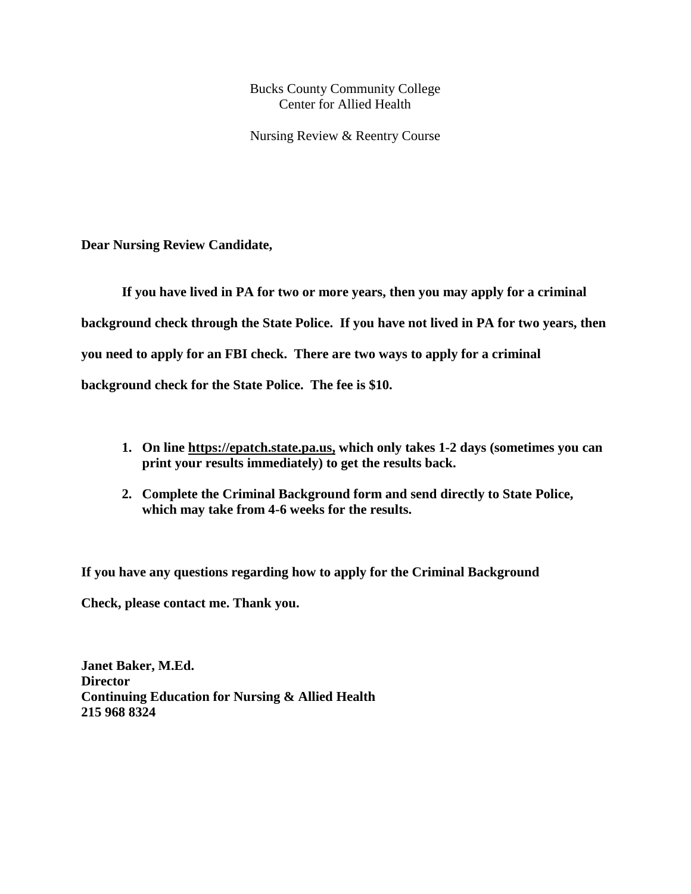Bucks County Community College
Center for Allied Health

Nursing Review & Reentry Course

**Dear Nursing Review Candidate,**

**If you have lived in PA for two or more years, then you may apply for a criminal background check through the State Police. If you have not lived in PA for two years, then you need to apply for an FBI check. There are two ways to apply for a criminal background check for the State Police. The fee is $10.**

1. **On line https://epatch.state.pa.us, which only takes 1-2 days (sometimes you can print your results immediately) to get the results back.**
2. **Complete the Criminal Background form and send directly to State Police, which may take from 4-6 weeks for the results.**

**If you have any questions regarding how to apply for the Criminal Background Check, please contact me. Thank you.**

**Janet Baker, M.Ed.**
**Director**
**Continuing Education for Nursing & Allied Health**
**215 968 8324**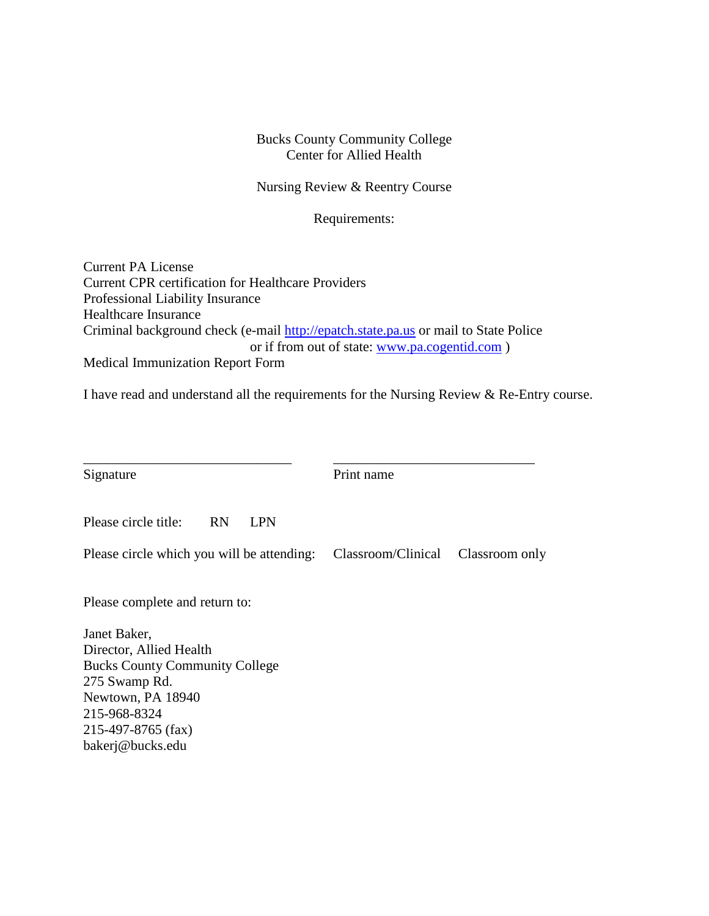Bucks County Community College
Center for Allied Health

Nursing Review & Reentry Course

Requirements:

Current PA License
Current CPR certification for Healthcare Providers
Professional Liability Insurance
Healthcare Insurance
Criminal background check (e-mail http://epatch.state.pa.us or mail to State Police
or if from out of state: www.pa.cogentid.com )
Medical Immunization Report Form

I have read and understand all the requirements for the Nursing Review & Re-Entry course.

______________________________ ______________________________
Signature Print name

Please circle title: RN LPN

Please circle which you will be attending: Classroom/Clinical Classroom only

Please complete and return to:

Janet Baker,
Director, Allied Health
Bucks County Community College
275 Swamp Rd.
Newtown, PA 18940
215-968-8324
215-497-8765 (fax)
bakerj@bucks.edu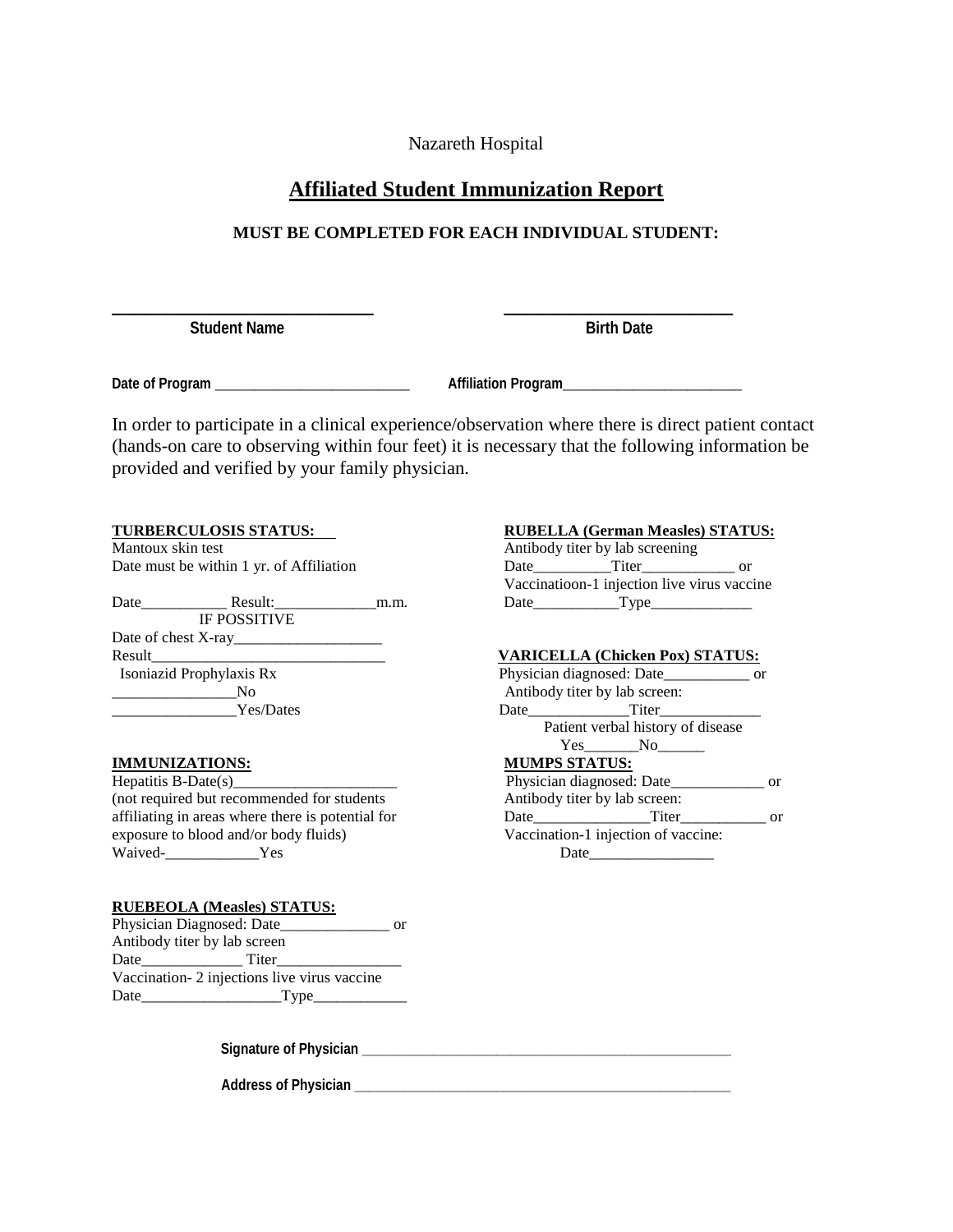Nazareth Hospital

# Affiliated Student Immunization Report

**MUST BE COMPLETED FOR EACH INDIVIDUAL STUDENT:**

______________________________ Student Name

__________________________ Birth Date

**Date of Program** __________________________ **Affiliation Program**________________________

In order to participate in a clinical experience/observation where there is direct patient contact (hands-on care to observing within four feet) it is necessary that the following information be provided and verified by your family physician.

**TURBERCULOSIS STATUS:**

Mantoux skin test

Date must be within 1 yr. of Affiliation

Date___________ Result:_____________m.m.

IF POSSITIVE

Date of chest X-ray___________________

Result______________________________

Isoniazid Prophylaxis Rx

________________No

________________Yes/Dates

**IMMUNIZATIONS:**

Hepatitis B-Date(s)_____________________

(not required but recommended for students affiliating in areas where there is potential for exposure to blood and/or body fluids)

Waived-____________Yes

**RUEBEOLA (Measles) STATUS:**

Physician Diagnosed: Date______________ or

Antibody titer by lab screen

Date_____________ Titer________________

Vaccination- 2 injections live virus vaccine

Date__________________Type____________

**RUBELLA (German Measles) STATUS:**

Antibody titer by lab screening

Date__________Titer____________ or

Vaccinatioon-1 injection live virus vaccine

Date___________Type_____________

**VARICELLA (Chicken Pox) STATUS:**

Physician diagnosed: Date___________ or

Antibody titer by lab screen:

Date_____________Titer_____________

Patient verbal history of disease

Yes_______No______

**MUMPS STATUS:**

Physician diagnosed: Date____________ or

Antibody titer by lab screen:

Date_______________Titer___________ or

Vaccination-1 injection of vaccine:

Date________________

**Signature of Physician** ___________________________________________________

**Address of Physician** _____________________________________________________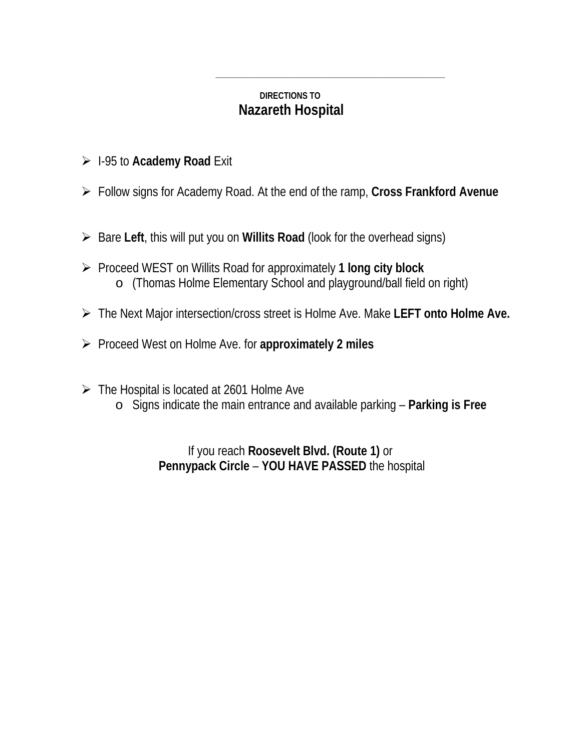DIRECTIONS TO

# Nazareth Hospital

- I-95 to **Academy Road** Exit
- Follow signs for Academy Road. At the end of the ramp, **Cross Frankford Avenue**
- Bare **Left**, this will put you on **Willits Road** (look for the overhead signs)
- Proceed WEST on Willits Road for approximately **1 long city block**
  - (Thomas Holme Elementary School and playground/ball field on right)
- The Next Major intersection/cross street is Holme Ave. Make **LEFT onto Holme Ave.**
- Proceed West on Holme Ave. for **approximately 2 miles**
- The Hospital is located at 2601 Holme Ave
  - Signs indicate the main entrance and available parking – **Parking is Free**

If you reach **Roosevelt Blvd. (Route 1)** or
**Pennypack Circle** – **YOU HAVE PASSED** the hospital